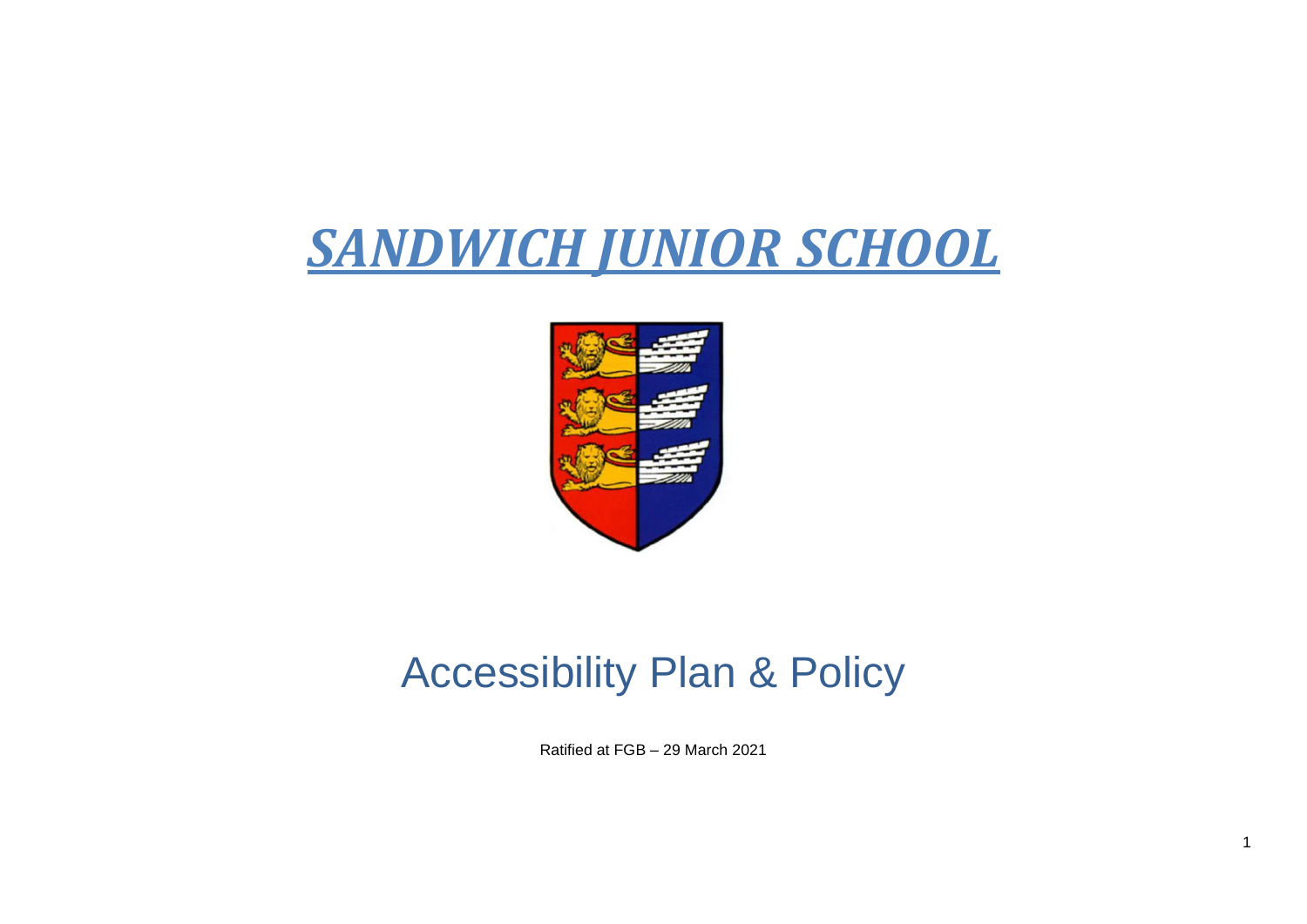# ***SANDWICH JUNIOR SCHOOL***

## Accessibility Plan & Policy

Ratified at FGB – 29 March 2021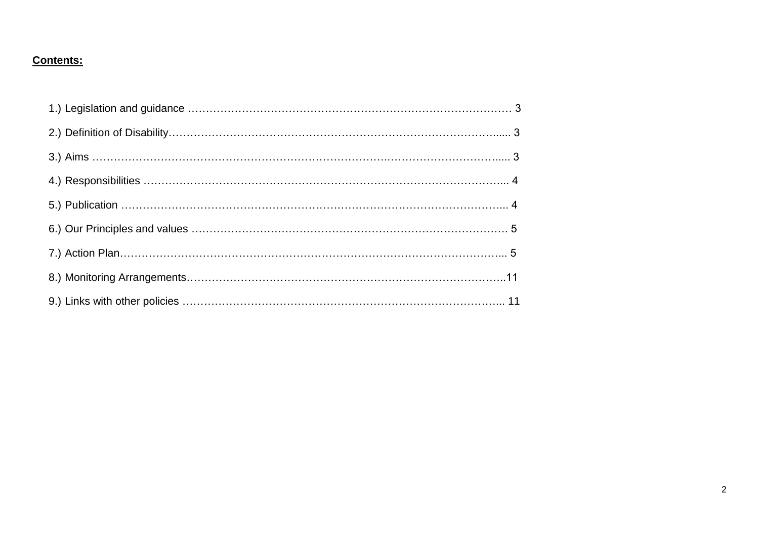**Contents:**

1.) Legislation and guidance …………………………………………………………………………………… 3

2.) Definition of Disability……………………………………………………………………………….... 3

3.) Aims …………………………………………………………………………………………………..... 3

4.) Responsibilities ………………………………………………………………………………………... 4

5.) Publication ……………………………………………………………………………………………... 4

6.) Our Principles and values ……………………………………………………………………………. 5

7.) Action Plan……………………………………………………………………………………………... 5

8.) Monitoring Arrangements……………………………………………………………………………..11

9.) Links with other policies ……………………………………………………………………………... 11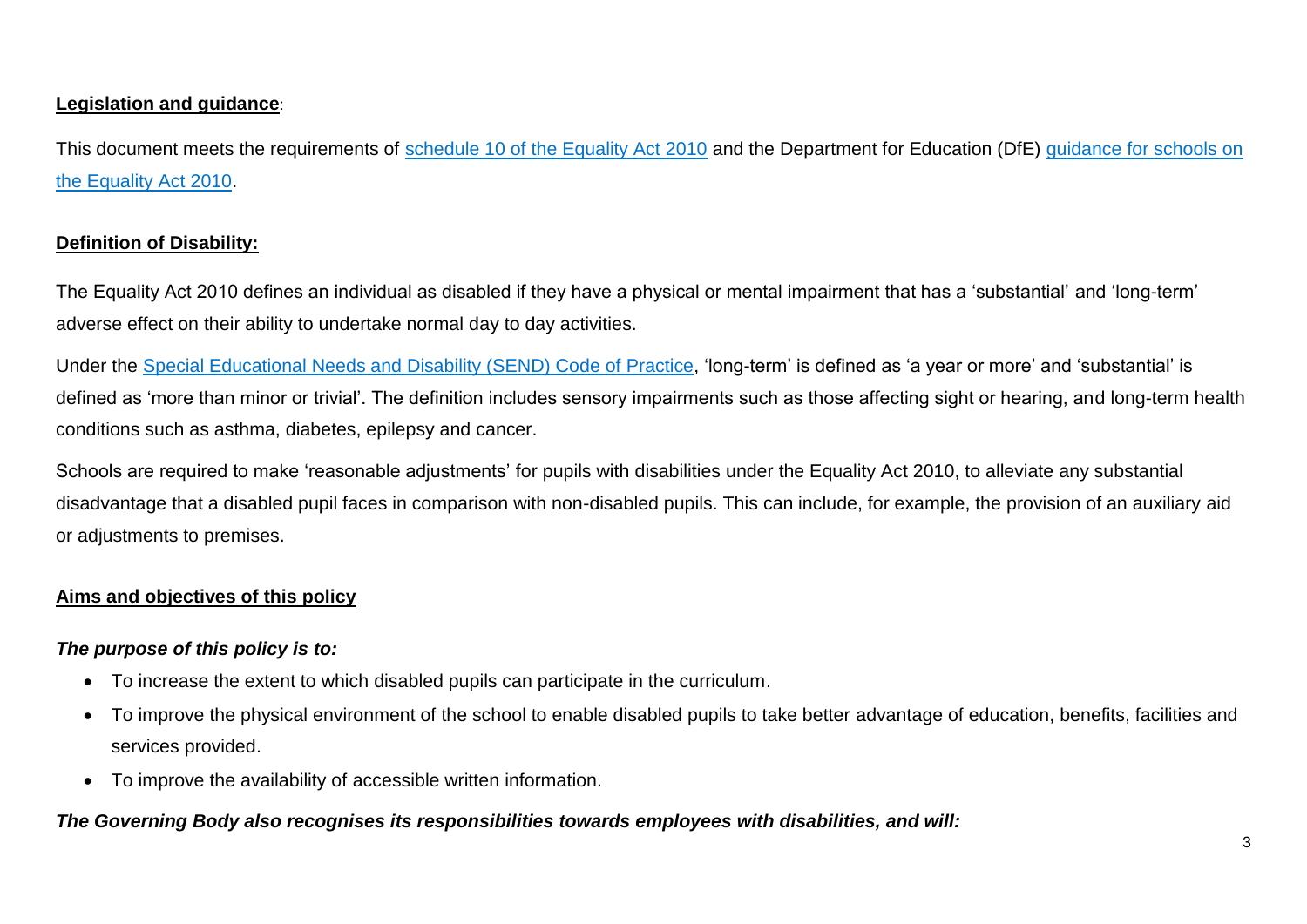**Legislation and guidance**:

This document meets the requirements of [schedule 10 of the Equality Act 2010] and the Department for Education (DfE) [guidance for schools on the Equality Act 2010].

**Definition of Disability:**

The Equality Act 2010 defines an individual as disabled if they have a physical or mental impairment that has a 'substantial' and 'long-term' adverse effect on their ability to undertake normal day to day activities.

Under the [Special Educational Needs and Disability (SEND) Code of Practice], 'long-term' is defined as 'a year or more' and 'substantial' is defined as 'more than minor or trivial'. The definition includes sensory impairments such as those affecting sight or hearing, and long-term health conditions such as asthma, diabetes, epilepsy and cancer.

Schools are required to make 'reasonable adjustments' for pupils with disabilities under the Equality Act 2010, to alleviate any substantial disadvantage that a disabled pupil faces in comparison with non-disabled pupils. This can include, for example, the provision of an auxiliary aid or adjustments to premises.

**Aims and objectives of this policy**

***The purpose of this policy is to:***

- To increase the extent to which disabled pupils can participate in the curriculum.
- To improve the physical environment of the school to enable disabled pupils to take better advantage of education, benefits, facilities and services provided.
- To improve the availability of accessible written information.

***The Governing Body also recognises its responsibilities towards employees with disabilities, and will:***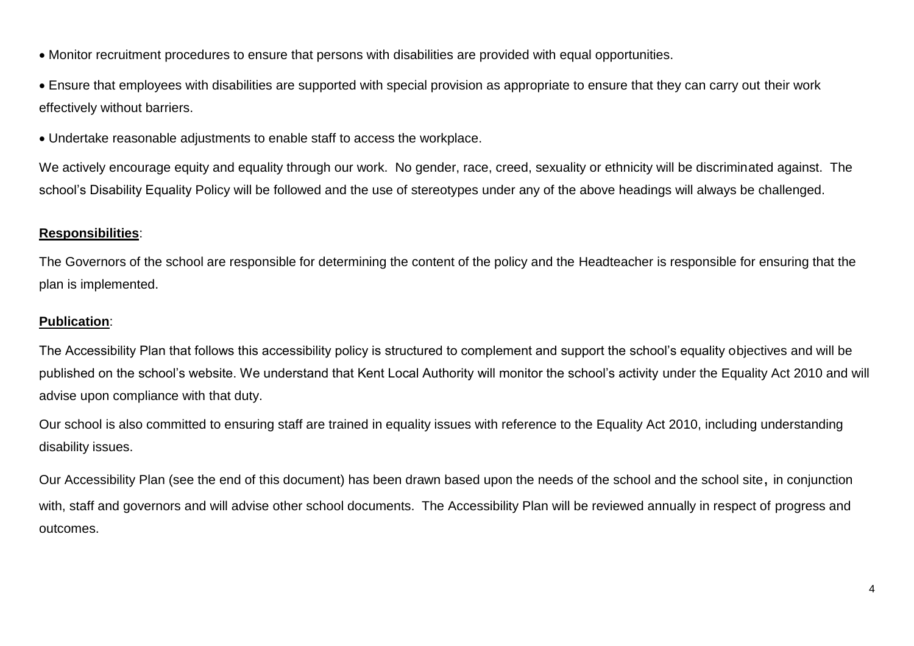- Monitor recruitment procedures to ensure that persons with disabilities are provided with equal opportunities.
- Ensure that employees with disabilities are supported with special provision as appropriate to ensure that they can carry out their work effectively without barriers.
- Undertake reasonable adjustments to enable staff to access the workplace.

We actively encourage equity and equality through our work. No gender, race, creed, sexuality or ethnicity will be discriminated against. The school's Disability Equality Policy will be followed and the use of stereotypes under any of the above headings will always be challenged.

**Responsibilities**:

The Governors of the school are responsible for determining the content of the policy and the Headteacher is responsible for ensuring that the plan is implemented.

**Publication**:

The Accessibility Plan that follows this accessibility policy is structured to complement and support the school's equality objectives and will be published on the school's website. We understand that Kent Local Authority will monitor the school's activity under the Equality Act 2010 and will advise upon compliance with that duty.

Our school is also committed to ensuring staff are trained in equality issues with reference to the Equality Act 2010, including understanding disability issues.

Our Accessibility Plan (see the end of this document) has been drawn based upon the needs of the school and the school site, in conjunction with, staff and governors and will advise other school documents. The Accessibility Plan will be reviewed annually in respect of progress and outcomes.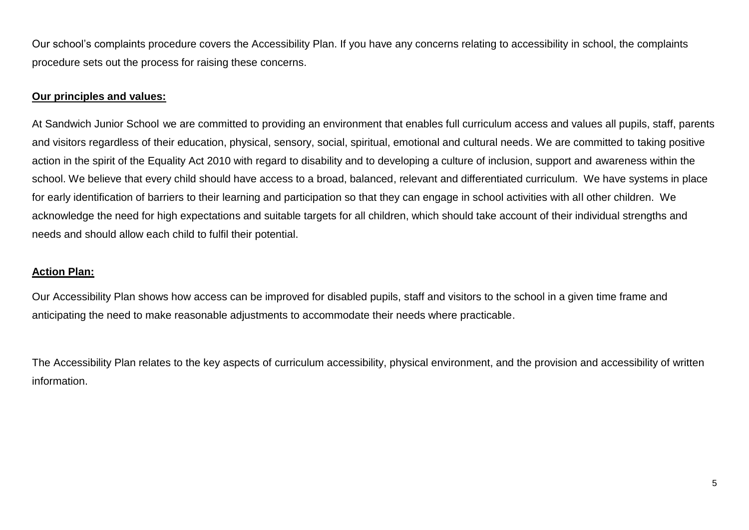Our school's complaints procedure covers the Accessibility Plan. If you have any concerns relating to accessibility in school, the complaints procedure sets out the process for raising these concerns.

**Our principles and values:**

At Sandwich Junior School we are committed to providing an environment that enables full curriculum access and values all pupils, staff, parents and visitors regardless of their education, physical, sensory, social, spiritual, emotional and cultural needs. We are committed to taking positive action in the spirit of the Equality Act 2010 with regard to disability and to developing a culture of inclusion, support and awareness within the school. We believe that every child should have access to a broad, balanced, relevant and differentiated curriculum. We have systems in place for early identification of barriers to their learning and participation so that they can engage in school activities with all other children. We acknowledge the need for high expectations and suitable targets for all children, which should take account of their individual strengths and needs and should allow each child to fulfil their potential.

**Action Plan:**

Our Accessibility Plan shows how access can be improved for disabled pupils, staff and visitors to the school in a given time frame and anticipating the need to make reasonable adjustments to accommodate their needs where practicable.

The Accessibility Plan relates to the key aspects of curriculum accessibility, physical environment, and the provision and accessibility of written information.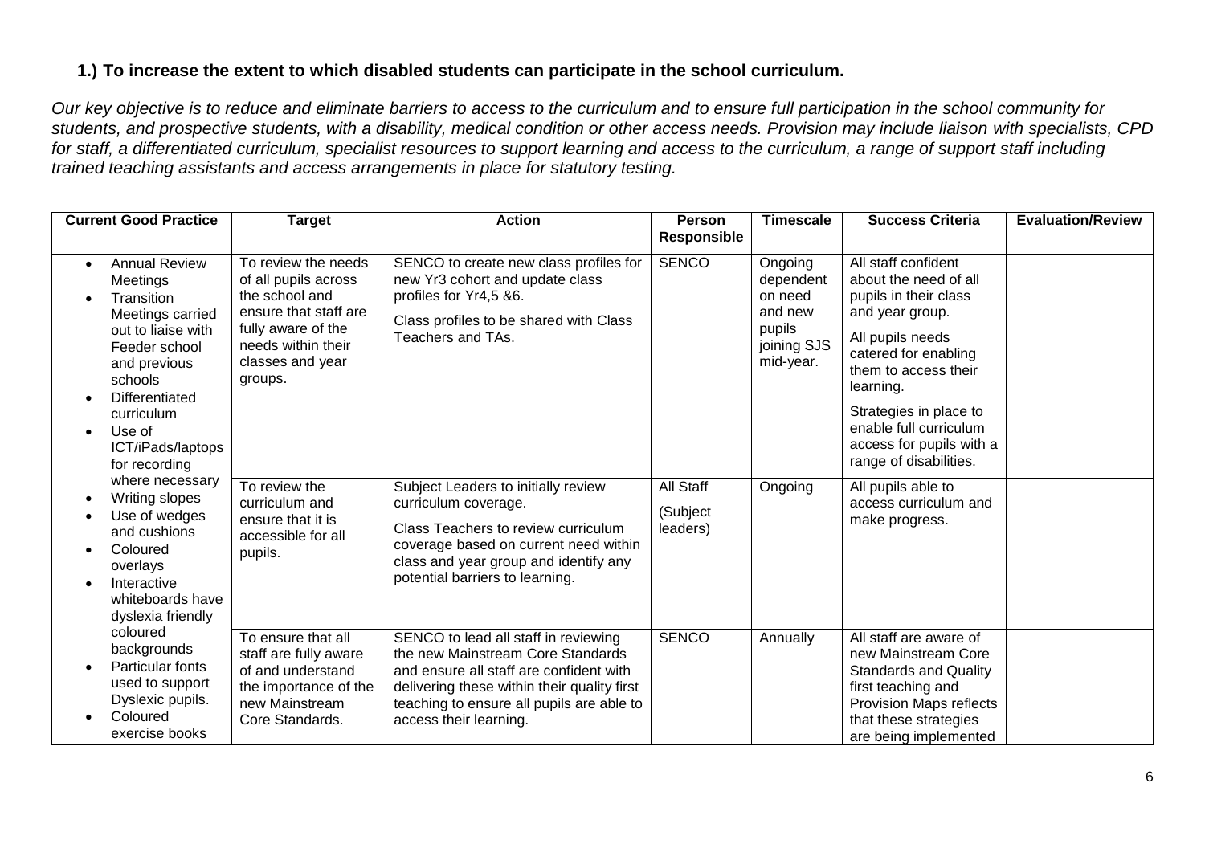### 1.) To increase the extent to which disabled students can participate in the school curriculum.

*Our key objective is to reduce and eliminate barriers to access to the curriculum and to ensure full participation in the school community for students, and prospective students, with a disability, medical condition or other access needs. Provision may include liaison with specialists, CPD for staff, a differentiated curriculum, specialist resources to support learning and access to the curriculum, a range of support staff including trained teaching assistants and access arrangements in place for statutory testing.*

| Current Good Practice | Target | Action | Person Responsible | Timescale | Success Criteria | Evaluation/Review |
|---|---|---|---|---|---|---|
| • Annual Review Meetings<br>• Transition Meetings carried out to liaise with Feeder school and previous schools<br>• Differentiated curriculum<br>• Use of ICT/iPads/laptops for recording where necessary<br>• Writing slopes<br>• Use of wedges and cushions<br>• Coloured overlays<br>• Interactive whiteboards have dyslexia friendly coloured backgrounds<br>• Particular fonts used to support Dyslexic pupils.<br>• Coloured exercise books | To review the needs of all pupils across the school and ensure that staff are fully aware of the needs within their classes and year groups. | SENCO to create new class profiles for new Yr3 cohort and update class profiles for Yr4,5 &6.<br><br>Class profiles to be shared with Class Teachers and TAs. | SENCO | Ongoing dependent on need and new pupils joining SJS mid-year. | All staff confident about the need of all pupils in their class and year group.<br><br>All pupils needs catered for enabling them to access their learning.<br><br>Strategies in place to enable full curriculum access for pupils with a range of disabilities. | |
| | To review the curriculum and ensure that it is accessible for all pupils. | Subject Leaders to initially review curriculum coverage.<br><br>Class Teachers to review curriculum coverage based on current need within class and year group and identify any potential barriers to learning. | All Staff (Subject leaders) | Ongoing | All pupils able to access curriculum and make progress. | |
| | To ensure that all staff are fully aware of and understand the importance of the new Mainstream Core Standards. | SENCO to lead all staff in reviewing the new Mainstream Core Standards and ensure all staff are confident with delivering these within their quality first teaching to ensure all pupils are able to access their learning. | SENCO | Annually | All staff are aware of new Mainstream Core Standards and Quality first teaching and Provision Maps reflects that these strategies are being implemented | |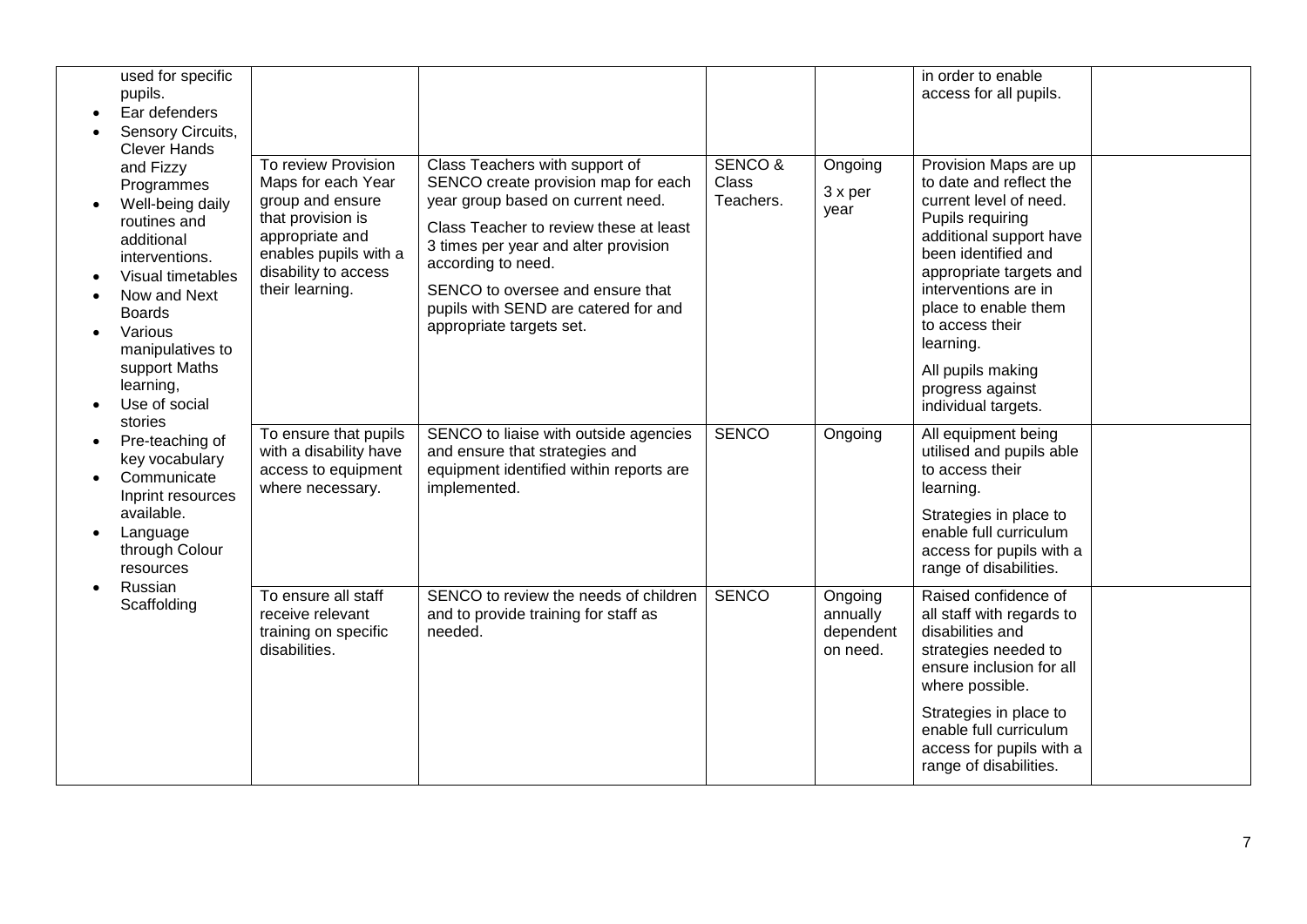| | | | | | | |
|---|---|---|---|---|---|---|
| used for specific pupils.<br>• Ear defenders<br>• Sensory Circuits, Clever Hands and Fizzy Programmes<br>• Well-being daily routines and additional interventions.<br>• Visual timetables<br>• Now and Next Boards<br>• Various manipulatives to support Maths learning,<br>• Use of social stories<br>• Pre-teaching of key vocabulary<br>• Communicate Inprint resources available.<br>• Language through Colour resources<br>• Russian Scaffolding | | | | | in order to enable access for all pupils. | |
| | To review Provision Maps for each Year group and ensure that provision is appropriate and enables pupils with a disability to access their learning. | Class Teachers with support of SENCO create provision map for each year group based on current need.<br><br>Class Teacher to review these at least 3 times per year and alter provision according to need.<br><br>SENCO to oversee and ensure that pupils with SEND are catered for and appropriate targets set. | SENCO & Class Teachers. | Ongoing<br><br>3 x per year | Provision Maps are up to date and reflect the current level of need. Pupils requiring additional support have been identified and appropriate targets and interventions are in place to enable them to access their learning.<br><br>All pupils making progress against individual targets. | |
| | To ensure that pupils with a disability have access to equipment where necessary. | SENCO to liaise with outside agencies and ensure that strategies and equipment identified within reports are implemented. | SENCO | Ongoing | All equipment being utilised and pupils able to access their learning.<br><br>Strategies in place to enable full curriculum access for pupils with a range of disabilities. | |
| | To ensure all staff receive relevant training on specific disabilities. | SENCO to review the needs of children and to provide training for staff as needed. | SENCO | Ongoing annually dependent on need. | Raised confidence of all staff with regards to disabilities and strategies needed to ensure inclusion for all where possible.<br><br>Strategies in place to enable full curriculum access for pupils with a range of disabilities. | |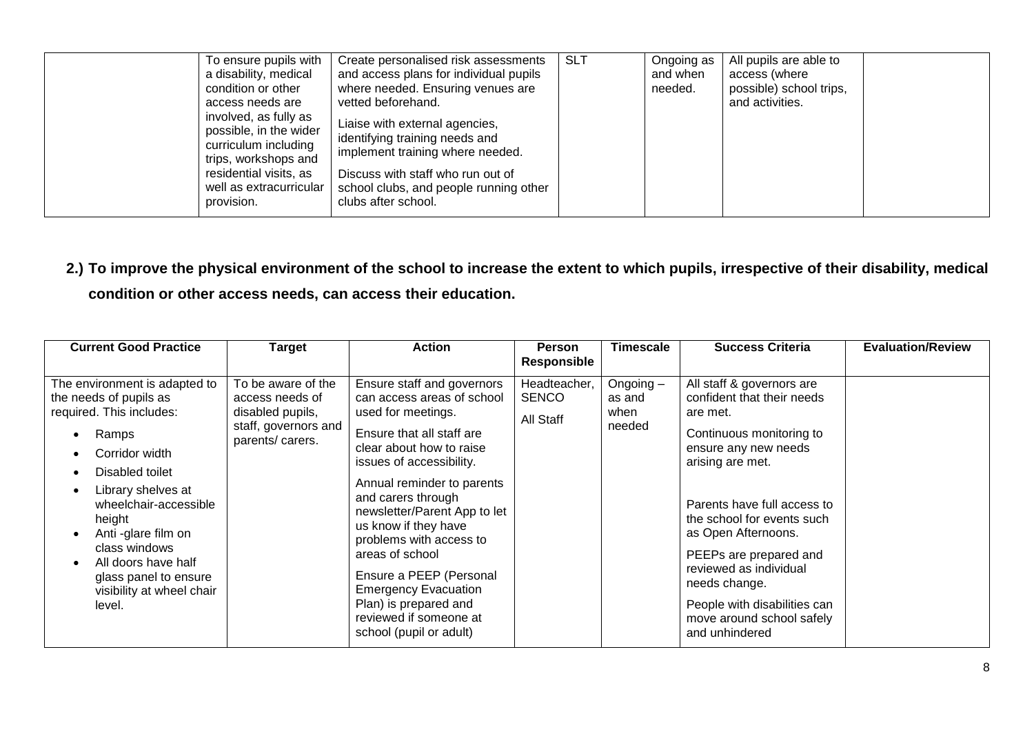| | To ensure pupils with a disability, medical condition or other access needs are involved, as fully as possible, in the wider curriculum including trips, workshops and residential visits, as well as extracurricular provision. | Create personalised risk assessments and access plans for individual pupils where needed. Ensuring venues are vetted beforehand.<br><br>Liaise with external agencies, identifying training needs and implement training where needed.<br><br>Discuss with staff who run out of school clubs, and people running other clubs after school. | SLT | Ongoing as and when needed. | All pupils are able to access (where possible) school trips, and activities. | |
|---|---|---|---|---|---|---|

## 2.) To improve the physical environment of the school to increase the extent to which pupils, irrespective of their disability, medical condition or other access needs, can access their education.

| Current Good Practice | Target | Action | Person Responsible | Timescale | Success Criteria | Evaluation/Review |
|---|---|---|---|---|---|---|
| The environment is adapted to the needs of pupils as required. This includes:<br>• Ramps<br>• Corridor width<br>• Disabled toilet<br>• Library shelves at wheelchair-accessible height<br>• Anti -glare film on class windows<br>• All doors have half glass panel to ensure visibility at wheel chair level. | To be aware of the access needs of disabled pupils, staff, governors and parents/ carers. | Ensure staff and governors can access areas of school used for meetings.<br><br>Ensure that all staff are clear about how to raise issues of accessibility.<br><br>Annual reminder to parents and carers through newsletter/Parent App to let us know if they have problems with access to areas of school<br><br>Ensure a PEEP (Personal Emergency Evacuation Plan) is prepared and reviewed if someone at school (pupil or adult) | Headteacher, SENCO<br><br>All Staff | Ongoing – as and when needed | All staff & governors are confident that their needs are met.<br><br>Continuous monitoring to ensure any new needs arising are met.<br><br>Parents have full access to the school for events such as Open Afternoons.<br><br>PEEPs are prepared and reviewed as individual needs change.<br><br>People with disabilities can move around school safely and unhindered | |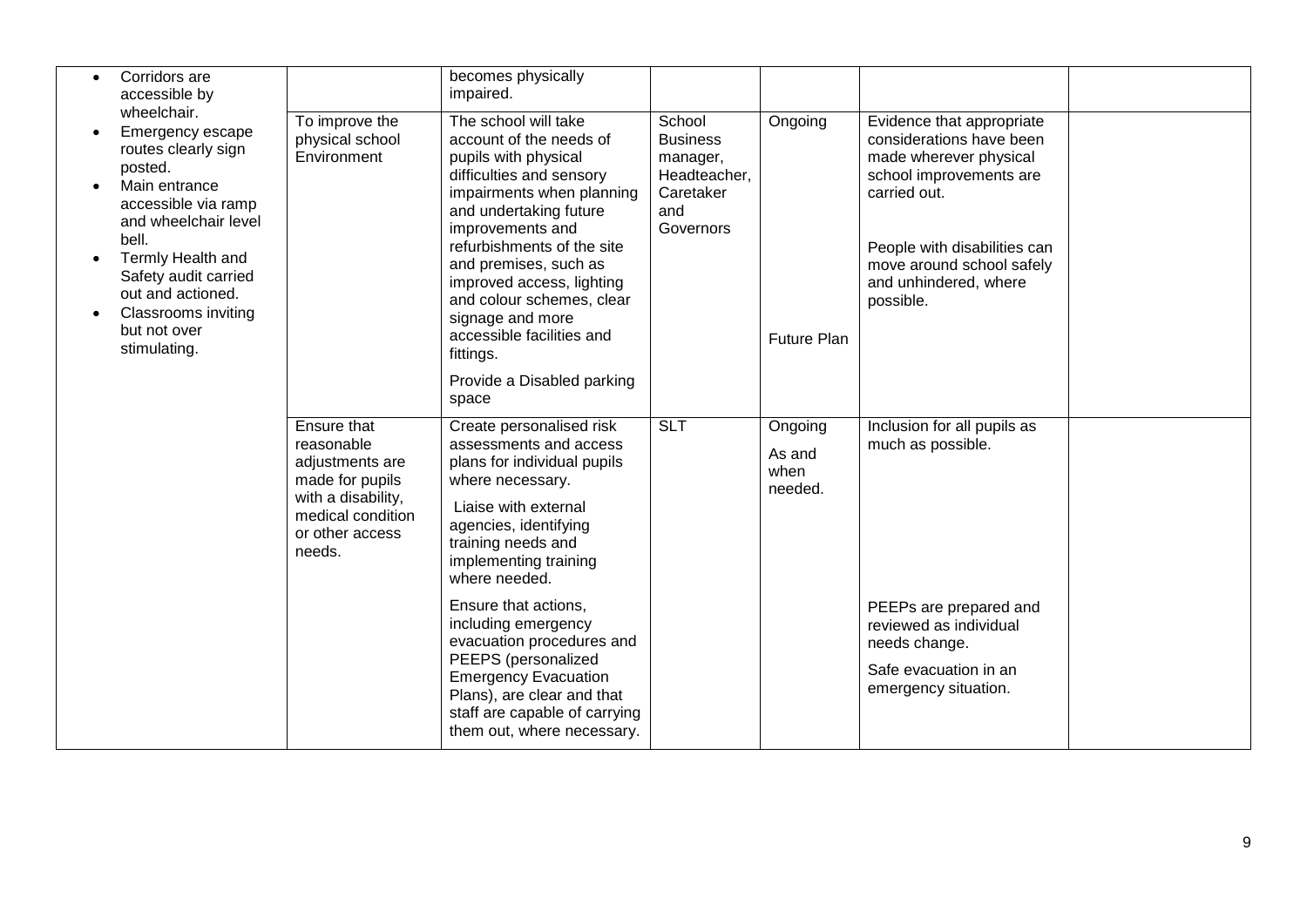| | | | | | | |
|---|---|---|---|---|---|---|
| • Corridors are accessible by wheelchair.<br>• Emergency escape routes clearly sign posted.<br>• Main entrance accessible via ramp and wheelchair level bell.<br>• Termly Health and Safety audit carried out and actioned.<br>• Classrooms inviting but not over stimulating. | | becomes physically impaired. | | | | |
| | To improve the physical school Environment | The school will take account of the needs of pupils with physical difficulties and sensory impairments when planning and undertaking future improvements and refurbishments of the site and premises, such as improved access, lighting and colour schemes, clear signage and more accessible facilities and fittings.<br><br>Provide a Disabled parking space | School Business manager, Headteacher, Caretaker and Governors | Ongoing<br><br>Future Plan | Evidence that appropriate considerations have been made wherever physical school improvements are carried out.<br><br>People with disabilities can move around school safely and unhindered, where possible. | |
| | Ensure that reasonable adjustments are made for pupils with a disability, medical condition or other access needs. | Create personalised risk assessments and access plans for individual pupils where necessary.<br><br>Liaise with external agencies, identifying training needs and implementing training where needed.<br><br>Ensure that actions, including emergency evacuation procedures and PEEPS (personalized Emergency Evacuation Plans), are clear and that staff are capable of carrying them out, where necessary. | SLT | Ongoing<br>As and when needed. | Inclusion for all pupils as much as possible.<br><br>PEEPs are prepared and reviewed as individual needs change.<br><br>Safe evacuation in an emergency situation. | |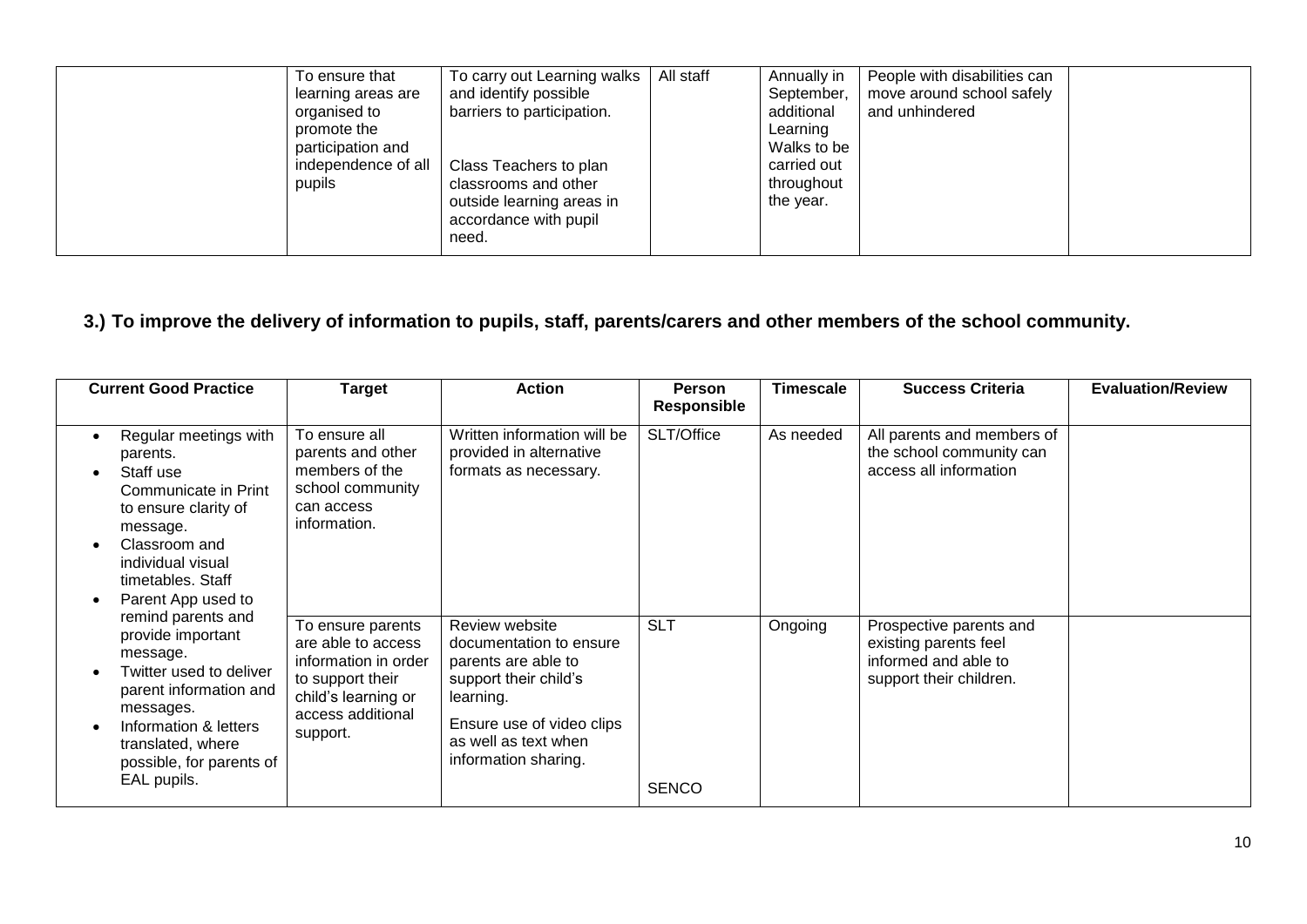| | Target | Action | Person Responsible | Timescale | Success Criteria | Evaluation/Review |
|---|---|---|---|---|---|---|
| | To ensure that learning areas are organised to promote the participation and independence of all pupils | To carry out Learning walks and identify possible barriers to participation.<br><br>Class Teachers to plan classrooms and other outside learning areas in accordance with pupil need. | All staff | Annually in September, additional Learning Walks to be carried out throughout the year. | People with disabilities can move around school safely and unhindered | |

## 3.) To improve the delivery of information to pupils, staff, parents/carers and other members of the school community.

| Current Good Practice | Target | Action | Person Responsible | Timescale | Success Criteria | Evaluation/Review |
|---|---|---|---|---|---|---|
| <ul><li>Regular meetings with parents.</li><li>Staff use Communicate in Print to ensure clarity of message.</li><li>Classroom and individual visual timetables. Staff</li><li>Parent App used to remind parents and provide important message.</li><li>Twitter used to deliver parent information and messages.</li><li>Information & letters translated, where possible, for parents of EAL pupils.</li></ul> | To ensure all parents and other members of the school community can access information. | Written information will be provided in alternative formats as necessary. | SLT/Office | As needed | All parents and members of the school community can access all information | |
| | To ensure parents are able to access information in order to support their child's learning or access additional support. | Review website documentation to ensure parents are able to support their child's learning.<br><br>Ensure use of video clips as well as text when information sharing. | SLT<br><br>SENCO | Ongoing | Prospective parents and existing parents feel informed and able to support their children. | |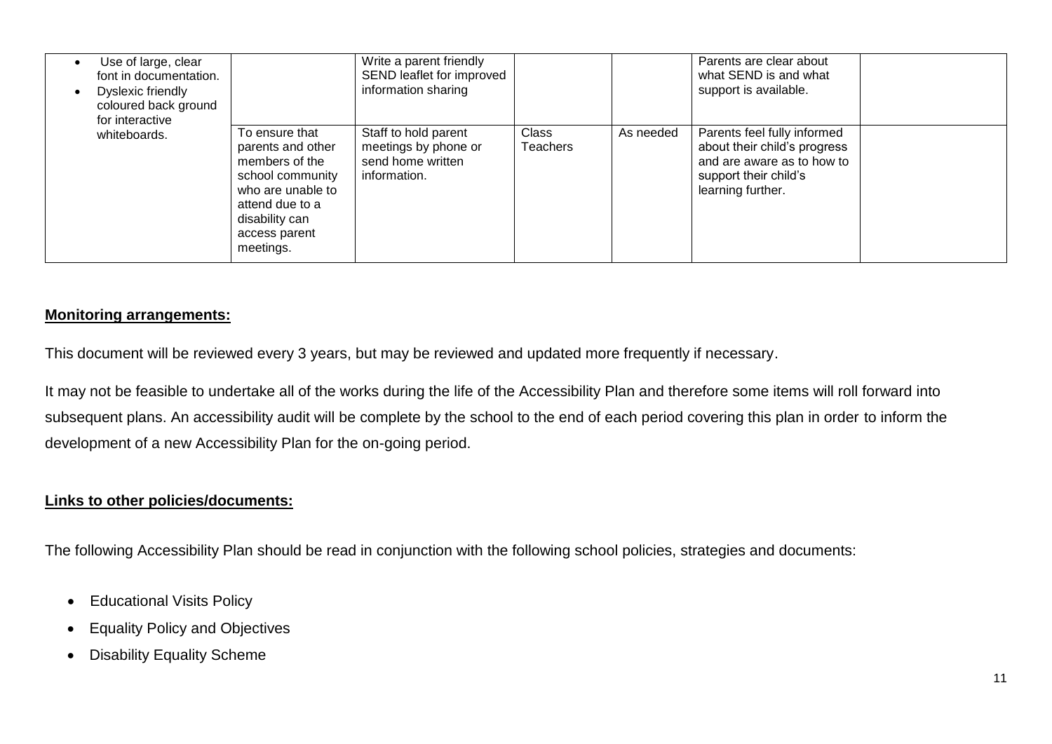| | | | | | | |
|---|---|---|---|---|---|---|
| • Use of large, clear font in documentation.<br>• Dyslexic friendly coloured back ground for interactive whiteboards. | | Write a parent friendly SEND leaflet for improved information sharing | | | Parents are clear about what SEND is and what support is available. | |
| | To ensure that parents and other members of the school community who are unable to attend due to a disability can access parent meetings. | Staff to hold parent meetings by phone or send home written information. | Class Teachers | As needed | Parents feel fully informed about their child's progress and are aware as to how to support their child's learning further. | |

**Monitoring arrangements:**

This document will be reviewed every 3 years, but may be reviewed and updated more frequently if necessary.

It may not be feasible to undertake all of the works during the life of the Accessibility Plan and therefore some items will roll forward into subsequent plans. An accessibility audit will be complete by the school to the end of each period covering this plan in order to inform the development of a new Accessibility Plan for the on-going period.

**Links to other policies/documents:**

The following Accessibility Plan should be read in conjunction with the following school policies, strategies and documents:

- Educational Visits Policy
- Equality Policy and Objectives
- Disability Equality Scheme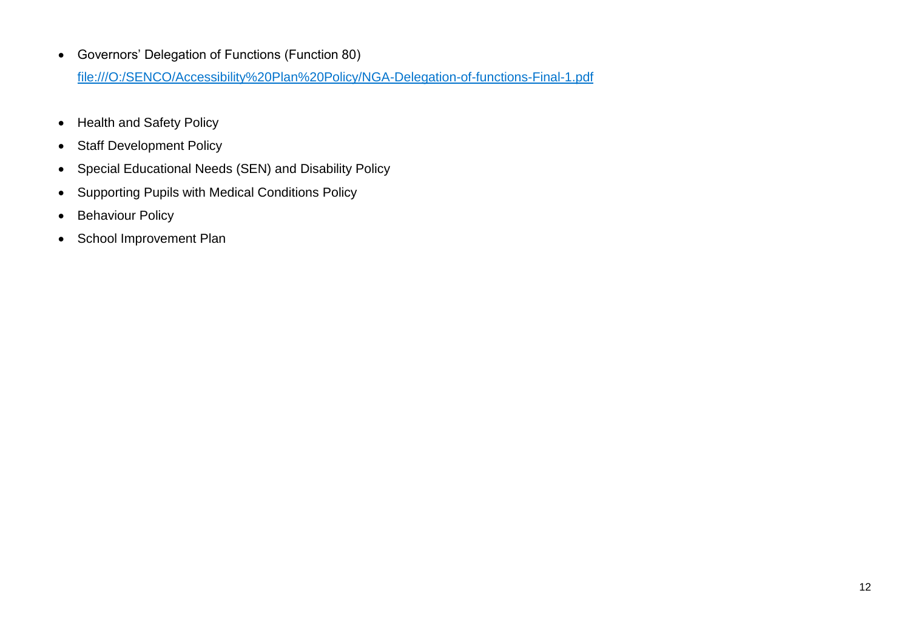- Governors' Delegation of Functions (Function 80)
  file:///O:/SENCO/Accessibility%20Plan%20Policy/NGA-Delegation-of-functions-Final-1.pdf

- Health and Safety Policy
- Staff Development Policy
- Special Educational Needs (SEN) and Disability Policy
- Supporting Pupils with Medical Conditions Policy
- Behaviour Policy
- School Improvement Plan